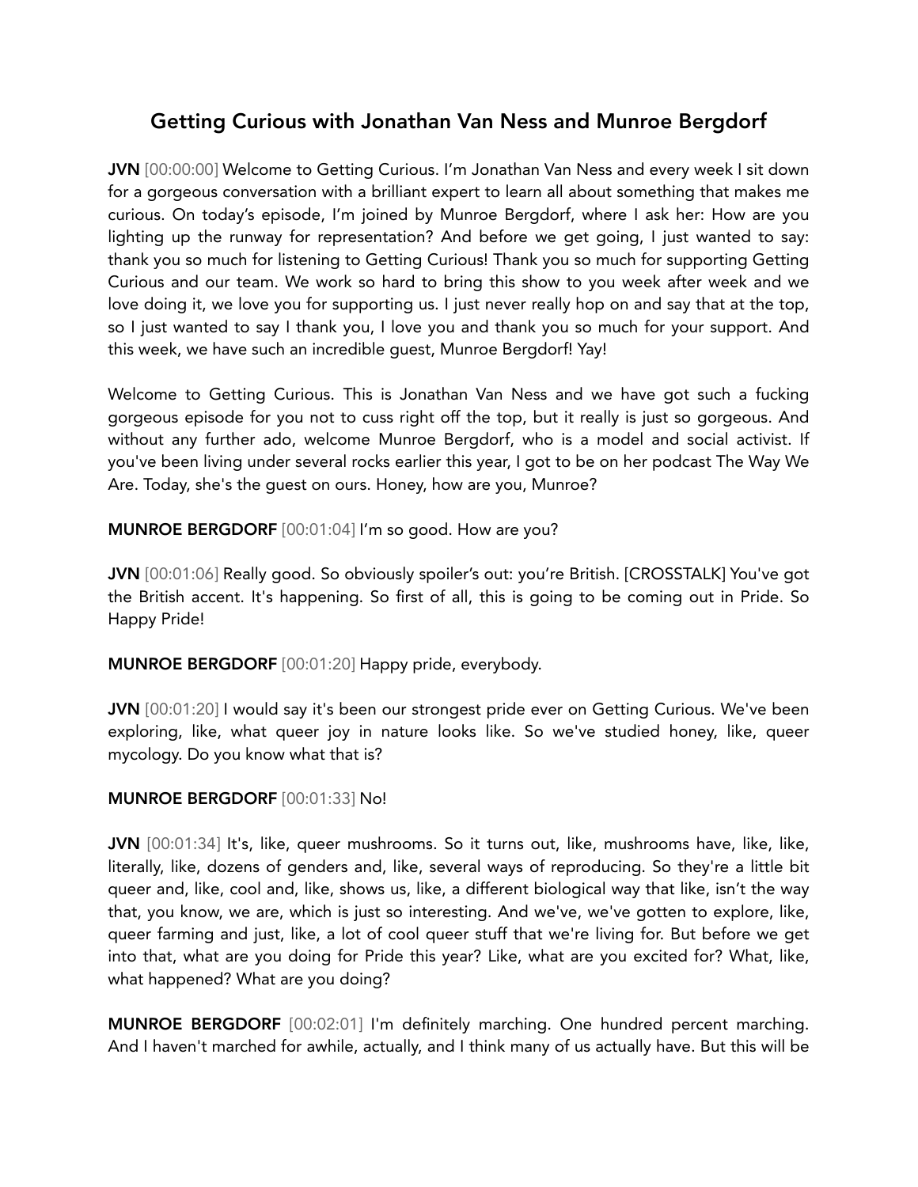# Getting Curious with Jonathan Van Ness and Munroe Bergdorf

**JVN** [00:00:00] Welcome to Getting Curious. I'm Jonathan Van Ness and every week I sit down for a gorgeous conversation with a brilliant expert to learn all about something that makes me curious. On today's episode, I'm joined by Munroe Bergdorf, where I ask her: How are you lighting up the runway for representation? And before we get going, I just wanted to say: thank you so much for listening to Getting Curious! Thank you so much for supporting Getting Curious and our team. We work so hard to bring this show to you week after week and we love doing it, we love you for supporting us. I just never really hop on and say that at the top, so I just wanted to say I thank you, I love you and thank you so much for your support. And this week, we have such an incredible guest, Munroe Bergdorf! Yay!

Welcome to Getting Curious. This is Jonathan Van Ness and we have got such a fucking gorgeous episode for you not to cuss right off the top, but it really is just so gorgeous. And without any further ado, welcome Munroe Bergdorf, who is a model and social activist. If you've been living under several rocks earlier this year, I got to be on her podcast The Way We Are. Today, she's the guest on ours. Honey, how are you, Munroe?

**MUNROE BERGDORF** [00:01:04] I'm so good. How are you?

**JVN** [00:01:06] Really good. So obviously spoiler's out: you're British. [CROSSTALK] You've got the British accent. It's happening. So first of all, this is going to be coming out in Pride. So Happy Pride!

**MUNROE BERGDORF** [00:01:20] Happy pride, everybody.

**JVN** [00:01:20] I would say it's been our strongest pride ever on Getting Curious. We've been exploring, like, what queer joy in nature looks like. So we've studied honey, like, queer mycology. Do you know what that is?

**MUNROE BERGDORF** [00:01:33] No!

**JVN** [00:01:34] It's, like, queer mushrooms. So it turns out, like, mushrooms have, like, like, literally, like, dozens of genders and, like, several ways of reproducing. So they're a little bit queer and, like, cool and, like, shows us, like, a different biological way that like, isn't the way that, you know, we are, which is just so interesting. And we've, we've gotten to explore, like, queer farming and just, like, a lot of cool queer stuff that we're living for. But before we get into that, what are you doing for Pride this year? Like, what are you excited for? What, like, what happened? What are you doing?

**MUNROE BERGDORF** [00:02:01] I'm definitely marching. One hundred percent marching. And I haven't marched for awhile, actually, and I think many of us actually have. But this will be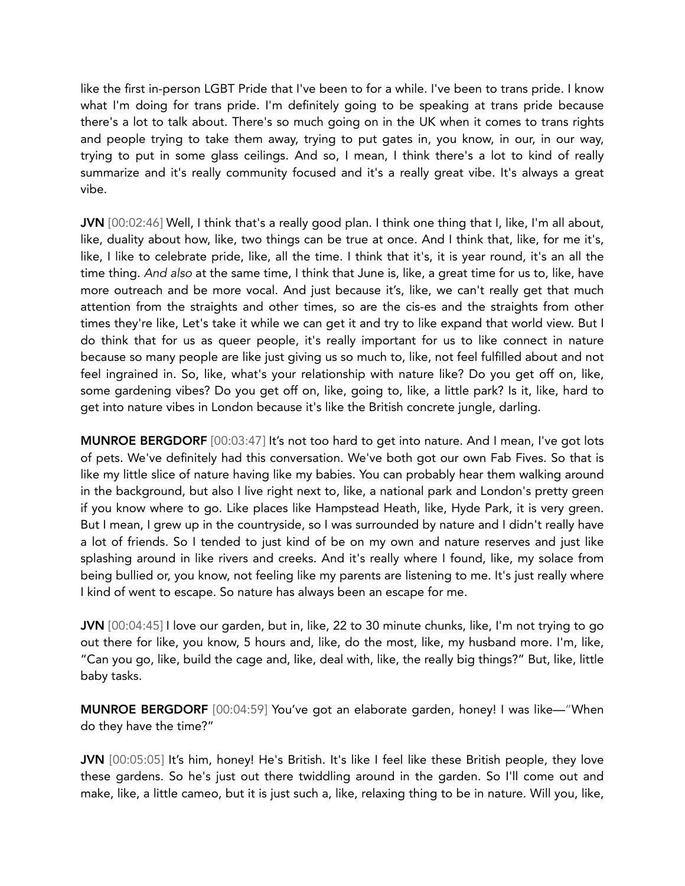like the first in-person LGBT Pride that I've been to for a while. I've been to trans pride. I know what I'm doing for trans pride. I'm definitely going to be speaking at trans pride because there's a lot to talk about. There's so much going on in the UK when it comes to trans rights and people trying to take them away, trying to put gates in, you know, in our, in our way, trying to put in some glass ceilings. And so, I mean, I think there's a lot to kind of really summarize and it's really community focused and it's a really great vibe. It's always a great vibe.

**JVN** [00:02:46] Well, I think that's a really good plan. I think one thing that I, like, I'm all about, like, duality about how, like, two things can be true at once. And I think that, like, for me it's, like, I like to celebrate pride, like, all the time. I think that it's, it is year round, it's an all the time thing. *And also* at the same time, I think that June is, like, a great time for us to, like, have more outreach and be more vocal. And just because it's, like, we can't really get that much attention from the straights and other times, so are the cis-es and the straights from other times they're like, Let's take it while we can get it and try to like expand that world view. But I do think that for us as queer people, it's really important for us to like connect in nature because so many people are like just giving us so much to, like, not feel fulfilled about and not feel ingrained in. So, like, what's your relationship with nature like? Do you get off on, like, some gardening vibes? Do you get off on, like, going to, like, a little park? Is it, like, hard to get into nature vibes in London because it's like the British concrete jungle, darling.

**MUNROE BERGDORF** [00:03:47] It's not too hard to get into nature. And I mean, I've got lots of pets. We've definitely had this conversation. We've both got our own Fab Fives. So that is like my little slice of nature having like my babies. You can probably hear them walking around in the background, but also I live right next to, like, a national park and London's pretty green if you know where to go. Like places like Hampstead Heath, like, Hyde Park, it is very green. But I mean, I grew up in the countryside, so I was surrounded by nature and I didn't really have a lot of friends. So I tended to just kind of be on my own and nature reserves and just like splashing around in like rivers and creeks. And it's really where I found, like, my solace from being bullied or, you know, not feeling like my parents are listening to me. It's just really where I kind of went to escape. So nature has always been an escape for me.

**JVN** [00:04:45] I love our garden, but in, like, 22 to 30 minute chunks, like, I'm not trying to go out there for like, you know, 5 hours and, like, do the most, like, my husband more. I'm, like, "Can you go, like, build the cage and, like, deal with, like, the really big things?" But, like, little baby tasks.

**MUNROE BERGDORF** [00:04:59] You've got an elaborate garden, honey! I was like—"When do they have the time?"

**JVN** [00:05:05] It's him, honey! He's British. It's like I feel like these British people, they love these gardens. So he's just out there twiddling around in the garden. So I'll come out and make, like, a little cameo, but it is just such a, like, relaxing thing to be in nature. Will you, like,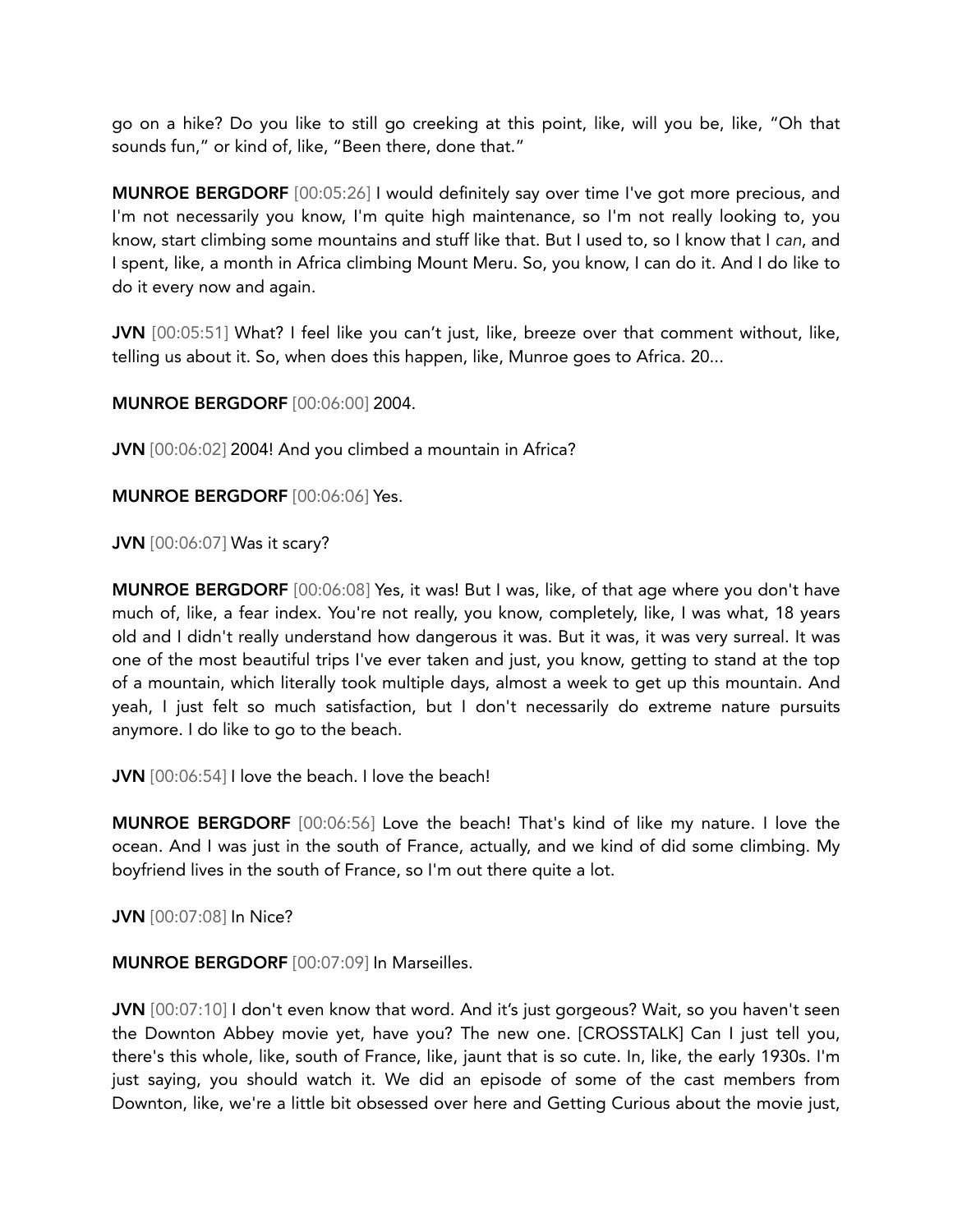go on a hike? Do you like to still go creeking at this point, like, will you be, like, "Oh that sounds fun," or kind of, like, "Been there, done that."

**MUNROE BERGDORF** [00:05:26] I would definitely say over time I've got more precious, and I'm not necessarily you know, I'm quite high maintenance, so I'm not really looking to, you know, start climbing some mountains and stuff like that. But I used to, so I know that I *can*, and I spent, like, a month in Africa climbing Mount Meru. So, you know, I can do it. And I do like to do it every now and again.

**JVN** [00:05:51] What? I feel like you can't just, like, breeze over that comment without, like, telling us about it. So, when does this happen, like, Munroe goes to Africa. 20...

**MUNROE BERGDORF** [00:06:00] 2004.

**JVN** [00:06:02] 2004! And you climbed a mountain in Africa?

**MUNROE BERGDORF** [00:06:06] Yes.

**JVN** [00:06:07] Was it scary?

**MUNROE BERGDORF** [00:06:08] Yes, it was! But I was, like, of that age where you don't have much of, like, a fear index. You're not really, you know, completely, like, I was what, 18 years old and I didn't really understand how dangerous it was. But it was, it was very surreal. It was one of the most beautiful trips I've ever taken and just, you know, getting to stand at the top of a mountain, which literally took multiple days, almost a week to get up this mountain. And yeah, I just felt so much satisfaction, but I don't necessarily do extreme nature pursuits anymore. I do like to go to the beach.

**JVN** [00:06:54] I love the beach. I love the beach!

**MUNROE BERGDORF** [00:06:56] Love the beach! That's kind of like my nature. I love the ocean. And I was just in the south of France, actually, and we kind of did some climbing. My boyfriend lives in the south of France, so I'm out there quite a lot.

**JVN** [00:07:08] In Nice?

**MUNROE BERGDORF** [00:07:09] In Marseilles.

**JVN** [00:07:10] I don't even know that word. And it's just gorgeous? Wait, so you haven't seen the Downton Abbey movie yet, have you? The new one. [CROSSTALK] Can I just tell you, there's this whole, like, south of France, like, jaunt that is so cute. In, like, the early 1930s. I'm just saying, you should watch it. We did an episode of some of the cast members from Downton, like, we're a little bit obsessed over here and Getting Curious about the movie just,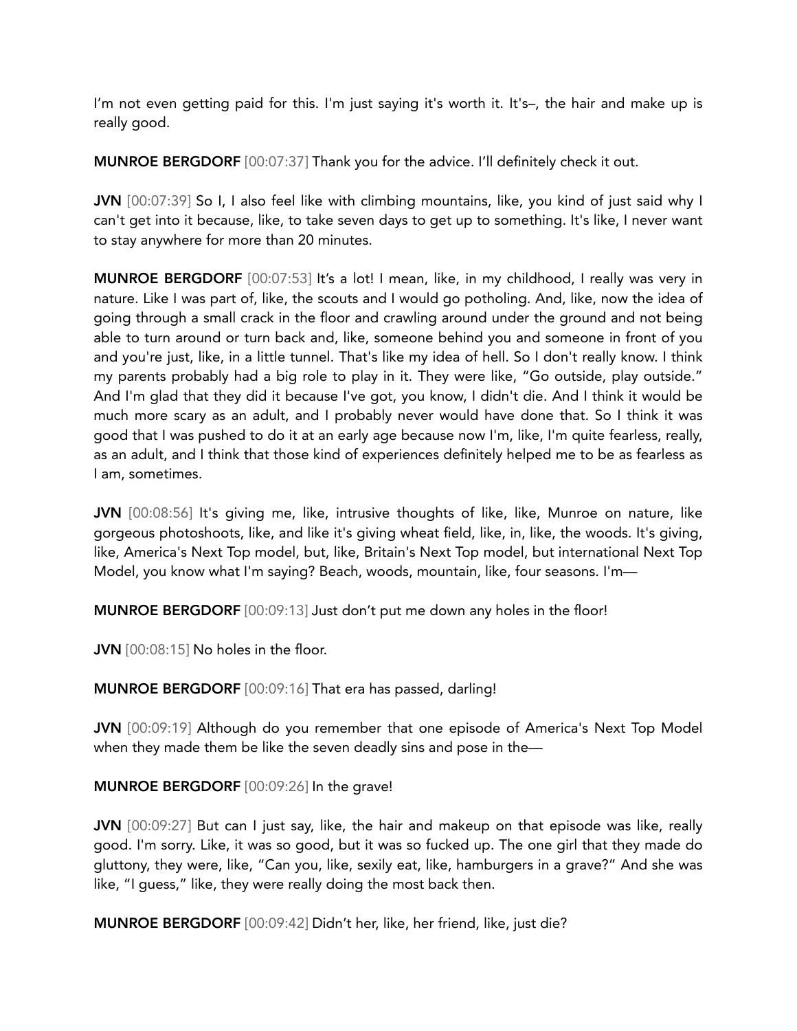I'm not even getting paid for this. I'm just saying it's worth it. It's–, the hair and make up is really good.

**MUNROE BERGDORF** [00:07:37] Thank you for the advice. I'll definitely check it out.

**JVN** [00:07:39] So I, I also feel like with climbing mountains, like, you kind of just said why I can't get into it because, like, to take seven days to get up to something. It's like, I never want to stay anywhere for more than 20 minutes.

**MUNROE BERGDORF** [00:07:53] It's a lot! I mean, like, in my childhood, I really was very in nature. Like I was part of, like, the scouts and I would go potholing. And, like, now the idea of going through a small crack in the floor and crawling around under the ground and not being able to turn around or turn back and, like, someone behind you and someone in front of you and you're just, like, in a little tunnel. That's like my idea of hell. So I don't really know. I think my parents probably had a big role to play in it. They were like, "Go outside, play outside." And I'm glad that they did it because I've got, you know, I didn't die. And I think it would be much more scary as an adult, and I probably never would have done that. So I think it was good that I was pushed to do it at an early age because now I'm, like, I'm quite fearless, really, as an adult, and I think that those kind of experiences definitely helped me to be as fearless as I am, sometimes.

**JVN** [00:08:56] It's giving me, like, intrusive thoughts of like, like, Munroe on nature, like gorgeous photoshoots, like, and like it's giving wheat field, like, in, like, the woods. It's giving, like, America's Next Top model, but, like, Britain's Next Top model, but international Next Top Model, you know what I'm saying? Beach, woods, mountain, like, four seasons. I'm—

**MUNROE BERGDORF** [00:09:13] Just don't put me down any holes in the floor!

**JVN** [00:08:15] No holes in the floor.

**MUNROE BERGDORF** [00:09:16] That era has passed, darling!

**JVN** [00:09:19] Although do you remember that one episode of America's Next Top Model when they made them be like the seven deadly sins and pose in the—

**MUNROE BERGDORF** [00:09:26] In the grave!

**JVN** [00:09:27] But can I just say, like, the hair and makeup on that episode was like, really good. I'm sorry. Like, it was so good, but it was so fucked up. The one girl that they made do gluttony, they were, like, "Can you, like, sexily eat, like, hamburgers in a grave?" And she was like, "I guess," like, they were really doing the most back then.

**MUNROE BERGDORF** [00:09:42] Didn't her, like, her friend, like, just die?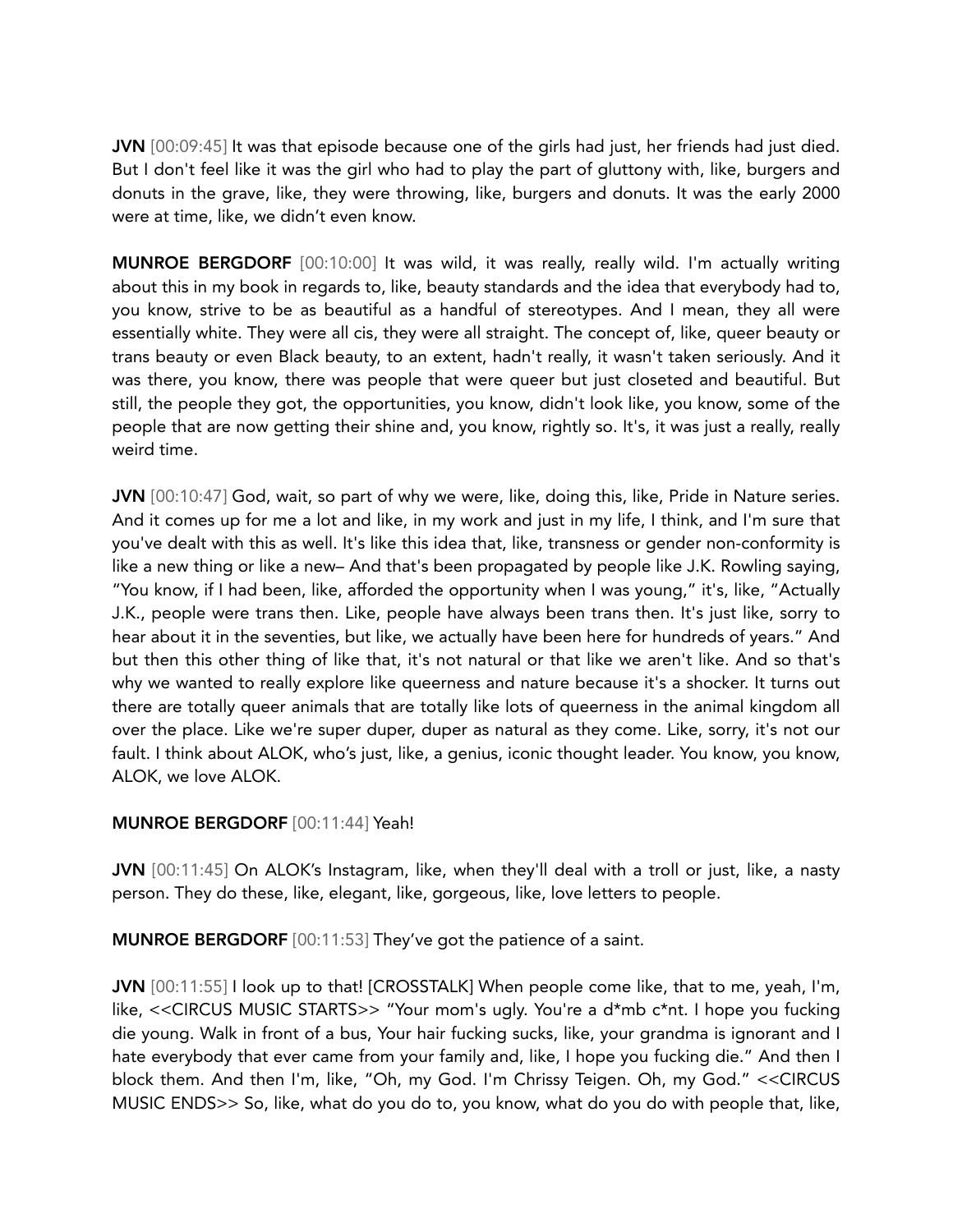**JVN** [00:09:45] It was that episode because one of the girls had just, her friends had just died. But I don't feel like it was the girl who had to play the part of gluttony with, like, burgers and donuts in the grave, like, they were throwing, like, burgers and donuts. It was the early 2000 were at time, like, we didn't even know.

**MUNROE BERGDORF** [00:10:00] It was wild, it was really, really wild. I'm actually writing about this in my book in regards to, like, beauty standards and the idea that everybody had to, you know, strive to be as beautiful as a handful of stereotypes. And I mean, they all were essentially white. They were all cis, they were all straight. The concept of, like, queer beauty or trans beauty or even Black beauty, to an extent, hadn't really, it wasn't taken seriously. And it was there, you know, there was people that were queer but just closeted and beautiful. But still, the people they got, the opportunities, you know, didn't look like, you know, some of the people that are now getting their shine and, you know, rightly so. It's, it was just a really, really weird time.

**JVN** [00:10:47] God, wait, so part of why we were, like, doing this, like, Pride in Nature series. And it comes up for me a lot and like, in my work and just in my life, I think, and I'm sure that you've dealt with this as well. It's like this idea that, like, transness or gender non-conformity is like a new thing or like a new– And that's been propagated by people like J.K. Rowling saying, "You know, if I had been, like, afforded the opportunity when I was young," it's, like, "Actually J.K., people were trans then. Like, people have always been trans then. It's just like, sorry to hear about it in the seventies, but like, we actually have been here for hundreds of years." And but then this other thing of like that, it's not natural or that like we aren't like. And so that's why we wanted to really explore like queerness and nature because it's a shocker. It turns out there are totally queer animals that are totally like lots of queerness in the animal kingdom all over the place. Like we're super duper, duper as natural as they come. Like, sorry, it's not our fault. I think about ALOK, who's just, like, a genius, iconic thought leader. You know, you know, ALOK, we love ALOK.

**MUNROE BERGDORF** [00:11:44] Yeah!

**JVN** [00:11:45] On ALOK's Instagram, like, when they'll deal with a troll or just, like, a nasty person. They do these, like, elegant, like, gorgeous, like, love letters to people.

**MUNROE BERGDORF** [00:11:53] They've got the patience of a saint.

**JVN** [00:11:55] I look up to that! [CROSSTALK] When people come like, that to me, yeah, I'm, like, <<CIRCUS MUSIC STARTS>> "Your mom's ugly. You're a d*mb c*nt. I hope you fucking die young. Walk in front of a bus, Your hair fucking sucks, like, your grandma is ignorant and I hate everybody that ever came from your family and, like, I hope you fucking die." And then I block them. And then I'm, like, "Oh, my God. I'm Chrissy Teigen. Oh, my God." <<CIRCUS MUSIC ENDS>> So, like, what do you do to, you know, what do you do with people that, like,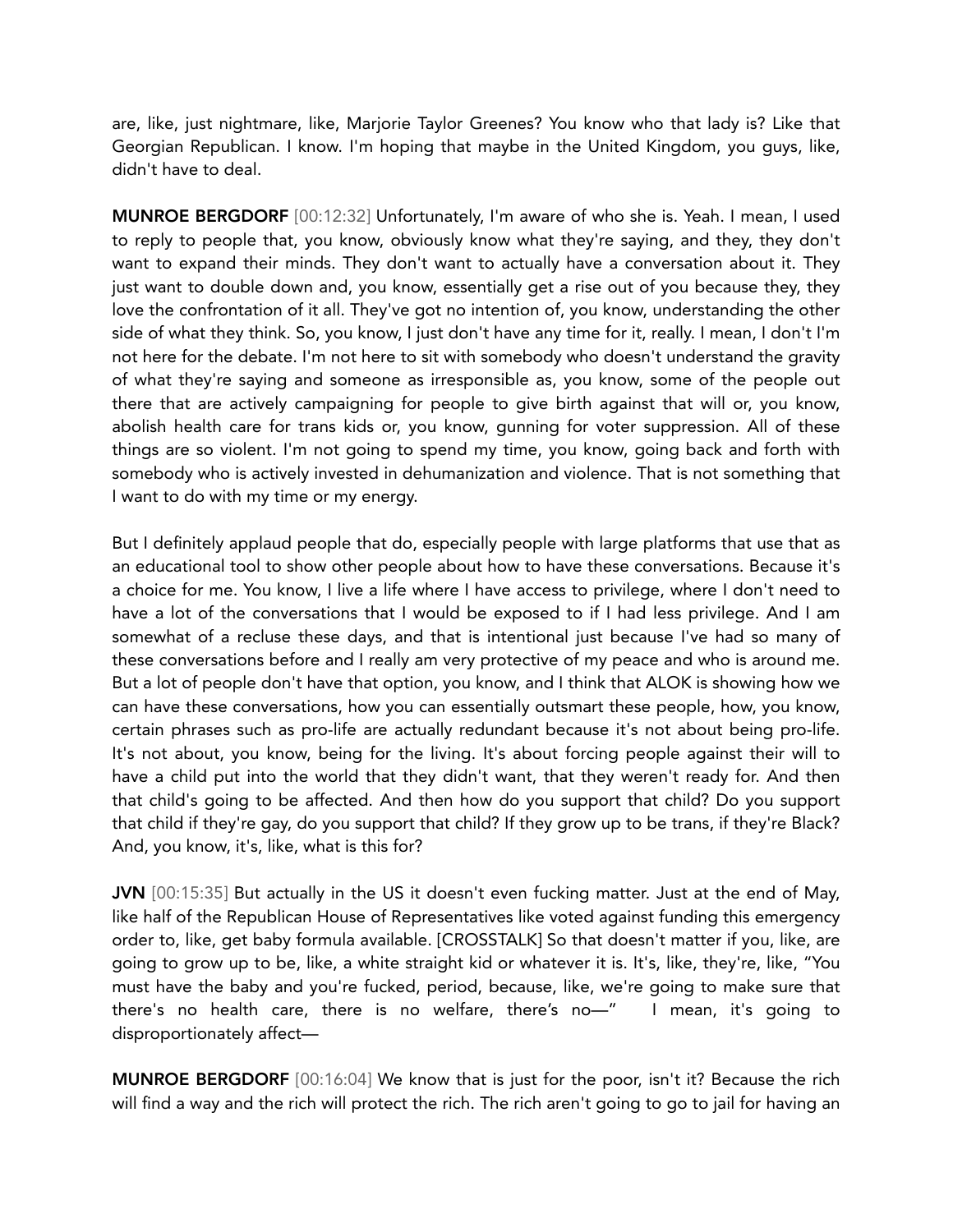are, like, just nightmare, like, Marjorie Taylor Greenes? You know who that lady is? Like that Georgian Republican. I know. I'm hoping that maybe in the United Kingdom, you guys, like, didn't have to deal.

**MUNROE BERGDORF** [00:12:32] Unfortunately, I'm aware of who she is. Yeah. I mean, I used to reply to people that, you know, obviously know what they're saying, and they, they don't want to expand their minds. They don't want to actually have a conversation about it. They just want to double down and, you know, essentially get a rise out of you because they, they love the confrontation of it all. They've got no intention of, you know, understanding the other side of what they think. So, you know, I just don't have any time for it, really. I mean, I don't I'm not here for the debate. I'm not here to sit with somebody who doesn't understand the gravity of what they're saying and someone as irresponsible as, you know, some of the people out there that are actively campaigning for people to give birth against that will or, you know, abolish health care for trans kids or, you know, gunning for voter suppression. All of these things are so violent. I'm not going to spend my time, you know, going back and forth with somebody who is actively invested in dehumanization and violence. That is not something that I want to do with my time or my energy.

But I definitely applaud people that do, especially people with large platforms that use that as an educational tool to show other people about how to have these conversations. Because it's a choice for me. You know, I live a life where I have access to privilege, where I don't need to have a lot of the conversations that I would be exposed to if I had less privilege. And I am somewhat of a recluse these days, and that is intentional just because I've had so many of these conversations before and I really am very protective of my peace and who is around me. But a lot of people don't have that option, you know, and I think that ALOK is showing how we can have these conversations, how you can essentially outsmart these people, how, you know, certain phrases such as pro-life are actually redundant because it's not about being pro-life. It's not about, you know, being for the living. It's about forcing people against their will to have a child put into the world that they didn't want, that they weren't ready for. And then that child's going to be affected. And then how do you support that child? Do you support that child if they're gay, do you support that child? If they grow up to be trans, if they're Black? And, you know, it's, like, what is this for?

**JVN** [00:15:35] But actually in the US it doesn't even fucking matter. Just at the end of May, like half of the Republican House of Representatives like voted against funding this emergency order to, like, get baby formula available. [CROSSTALK] So that doesn't matter if you, like, are going to grow up to be, like, a white straight kid or whatever it is. It's, like, they're, like, "You must have the baby and you're fucked, period, because, like, we're going to make sure that there's no health care, there is no welfare, there's no—" I mean, it's going to disproportionately affect—

**MUNROE BERGDORF** [00:16:04] We know that is just for the poor, isn't it? Because the rich will find a way and the rich will protect the rich. The rich aren't going to go to jail for having an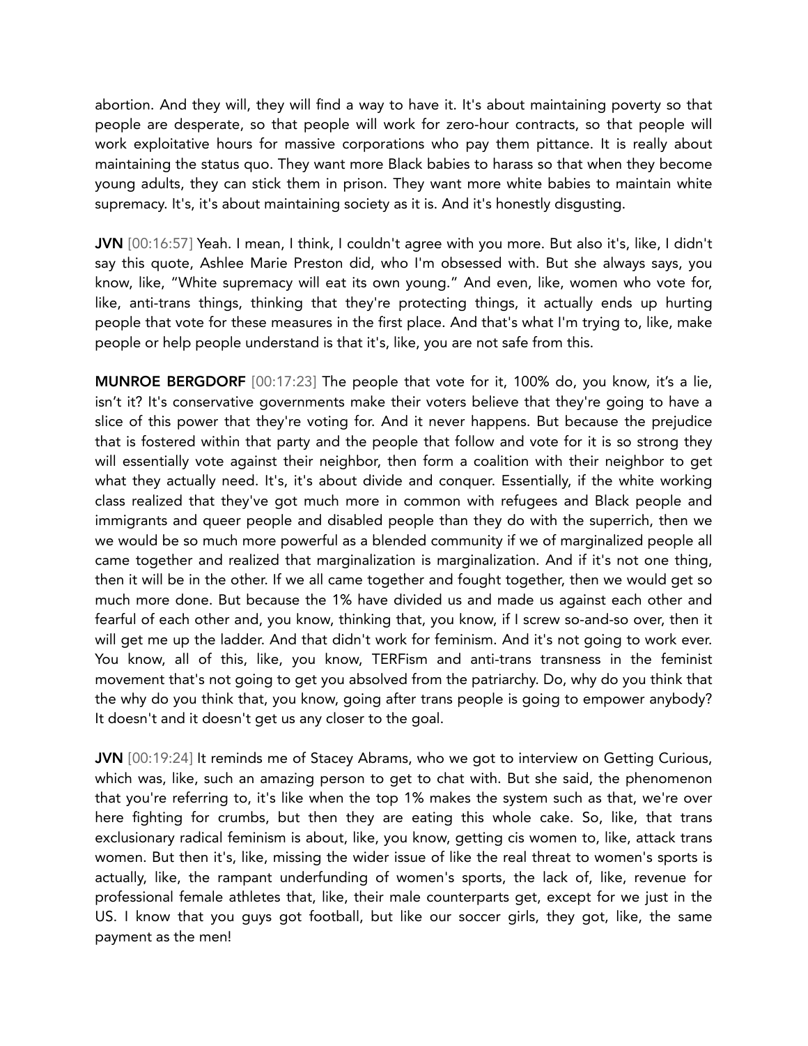abortion. And they will, they will find a way to have it. It's about maintaining poverty so that people are desperate, so that people will work for zero-hour contracts, so that people will work exploitative hours for massive corporations who pay them pittance. It is really about maintaining the status quo. They want more Black babies to harass so that when they become young adults, they can stick them in prison. They want more white babies to maintain white supremacy. It's, it's about maintaining society as it is. And it's honestly disgusting.

**JVN** [00:16:57] Yeah. I mean, I think, I couldn't agree with you more. But also it's, like, I didn't say this quote, Ashlee Marie Preston did, who I'm obsessed with. But she always says, you know, like, "White supremacy will eat its own young." And even, like, women who vote for, like, anti-trans things, thinking that they're protecting things, it actually ends up hurting people that vote for these measures in the first place. And that's what I'm trying to, like, make people or help people understand is that it's, like, you are not safe from this.

**MUNROE BERGDORF** [00:17:23] The people that vote for it, 100% do, you know, it's a lie, isn't it? It's conservative governments make their voters believe that they're going to have a slice of this power that they're voting for. And it never happens. But because the prejudice that is fostered within that party and the people that follow and vote for it is so strong they will essentially vote against their neighbor, then form a coalition with their neighbor to get what they actually need. It's, it's about divide and conquer. Essentially, if the white working class realized that they've got much more in common with refugees and Black people and immigrants and queer people and disabled people than they do with the superrich, then we we would be so much more powerful as a blended community if we of marginalized people all came together and realized that marginalization is marginalization. And if it's not one thing, then it will be in the other. If we all came together and fought together, then we would get so much more done. But because the 1% have divided us and made us against each other and fearful of each other and, you know, thinking that, you know, if I screw so-and-so over, then it will get me up the ladder. And that didn't work for feminism. And it's not going to work ever. You know, all of this, like, you know, TERFism and anti-trans transness in the feminist movement that's not going to get you absolved from the patriarchy. Do, why do you think that the why do you think that, you know, going after trans people is going to empower anybody? It doesn't and it doesn't get us any closer to the goal.

**JVN** [00:19:24] It reminds me of Stacey Abrams, who we got to interview on Getting Curious, which was, like, such an amazing person to get to chat with. But she said, the phenomenon that you're referring to, it's like when the top 1% makes the system such as that, we're over here fighting for crumbs, but then they are eating this whole cake. So, like, that trans exclusionary radical feminism is about, like, you know, getting cis women to, like, attack trans women. But then it's, like, missing the wider issue of like the real threat to women's sports is actually, like, the rampant underfunding of women's sports, the lack of, like, revenue for professional female athletes that, like, their male counterparts get, except for we just in the US. I know that you guys got football, but like our soccer girls, they got, like, the same payment as the men!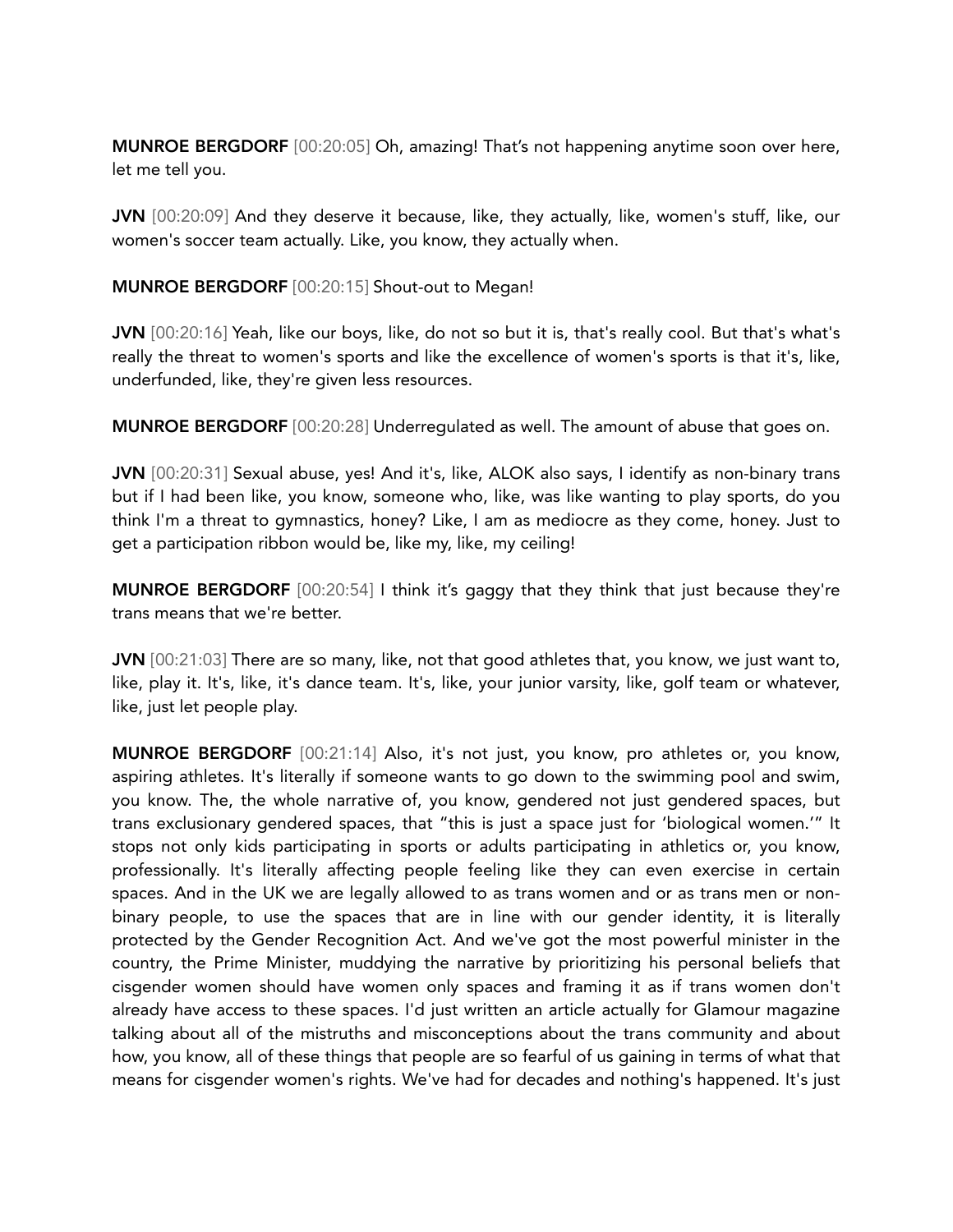**MUNROE BERGDORF** [00:20:05] Oh, amazing! That's not happening anytime soon over here, let me tell you.

**JVN** [00:20:09] And they deserve it because, like, they actually, like, women's stuff, like, our women's soccer team actually. Like, you know, they actually when.

**MUNROE BERGDORF** [00:20:15] Shout-out to Megan!

**JVN** [00:20:16] Yeah, like our boys, like, do not so but it is, that's really cool. But that's what's really the threat to women's sports and like the excellence of women's sports is that it's, like, underfunded, like, they're given less resources.

**MUNROE BERGDORF** [00:20:28] Underregulated as well. The amount of abuse that goes on.

**JVN** [00:20:31] Sexual abuse, yes! And it's, like, ALOK also says, I identify as non-binary trans but if I had been like, you know, someone who, like, was like wanting to play sports, do you think I'm a threat to gymnastics, honey? Like, I am as mediocre as they come, honey. Just to get a participation ribbon would be, like my, like, my ceiling!

**MUNROE BERGDORF** [00:20:54] I think it's gaggy that they think that just because they're trans means that we're better.

**JVN** [00:21:03] There are so many, like, not that good athletes that, you know, we just want to, like, play it. It's, like, it's dance team. It's, like, your junior varsity, like, golf team or whatever, like, just let people play.

**MUNROE BERGDORF** [00:21:14] Also, it's not just, you know, pro athletes or, you know, aspiring athletes. It's literally if someone wants to go down to the swimming pool and swim, you know. The, the whole narrative of, you know, gendered not just gendered spaces, but trans exclusionary gendered spaces, that "this is just a space just for 'biological women.'" It stops not only kids participating in sports or adults participating in athletics or, you know, professionally. It's literally affecting people feeling like they can even exercise in certain spaces. And in the UK we are legally allowed to as trans women and or as trans men or non-binary people, to use the spaces that are in line with our gender identity, it is literally protected by the Gender Recognition Act. And we've got the most powerful minister in the country, the Prime Minister, muddying the narrative by prioritizing his personal beliefs that cisgender women should have women only spaces and framing it as if trans women don't already have access to these spaces. I'd just written an article actually for Glamour magazine talking about all of the mistruths and misconceptions about the trans community and about how, you know, all of these things that people are so fearful of us gaining in terms of what that means for cisgender women's rights. We've had for decades and nothing's happened. It's just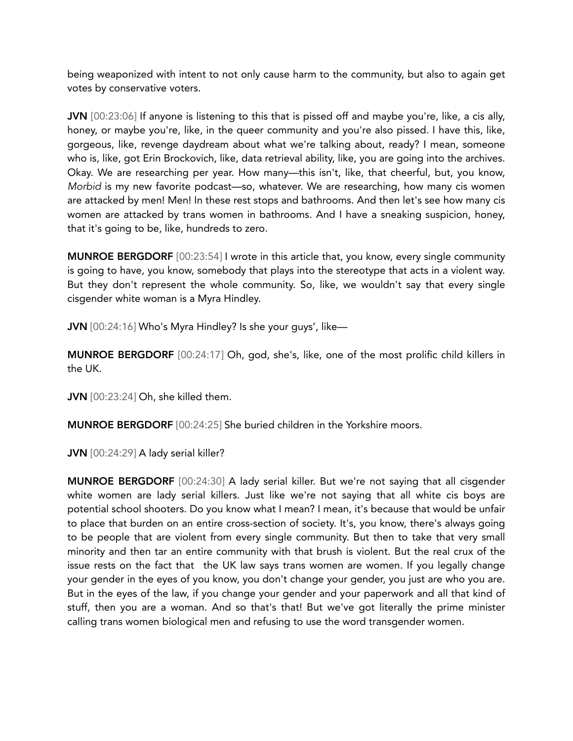being weaponized with intent to not only cause harm to the community, but also to again get votes by conservative voters.

**JVN** [00:23:06] If anyone is listening to this that is pissed off and maybe you're, like, a cis ally, honey, or maybe you're, like, in the queer community and you're also pissed. I have this, like, gorgeous, like, revenge daydream about what we're talking about, ready? I mean, someone who is, like, got Erin Brockovich, like, data retrieval ability, like, you are going into the archives. Okay. We are researching per year. How many—this isn't, like, that cheerful, but, you know, *Morbid* is my new favorite podcast—so, whatever. We are researching, how many cis women are attacked by men! Men! In these rest stops and bathrooms. And then let's see how many cis women are attacked by trans women in bathrooms. And I have a sneaking suspicion, honey, that it's going to be, like, hundreds to zero.

**MUNROE BERGDORF** [00:23:54] I wrote in this article that, you know, every single community is going to have, you know, somebody that plays into the stereotype that acts in a violent way. But they don't represent the whole community. So, like, we wouldn't say that every single cisgender white woman is a Myra Hindley.

**JVN** [00:24:16] Who's Myra Hindley? Is she your guys', like—

**MUNROE BERGDORF** [00:24:17] Oh, god, she's, like, one of the most prolific child killers in the UK.

**JVN** [00:23:24] Oh, she killed them.

**MUNROE BERGDORF** [00:24:25] She buried children in the Yorkshire moors.

**JVN** [00:24:29] A lady serial killer?

**MUNROE BERGDORF** [00:24:30] A lady serial killer. But we're not saying that all cisgender white women are lady serial killers. Just like we're not saying that all white cis boys are potential school shooters. Do you know what I mean? I mean, it's because that would be unfair to place that burden on an entire cross-section of society. It's, you know, there's always going to be people that are violent from every single community. But then to take that very small minority and then tar an entire community with that brush is violent. But the real crux of the issue rests on the fact that the UK law says trans women are women. If you legally change your gender in the eyes of you know, you don't change your gender, you just are who you are. But in the eyes of the law, if you change your gender and your paperwork and all that kind of stuff, then you are a woman. And so that's that! But we've got literally the prime minister calling trans women biological men and refusing to use the word transgender women.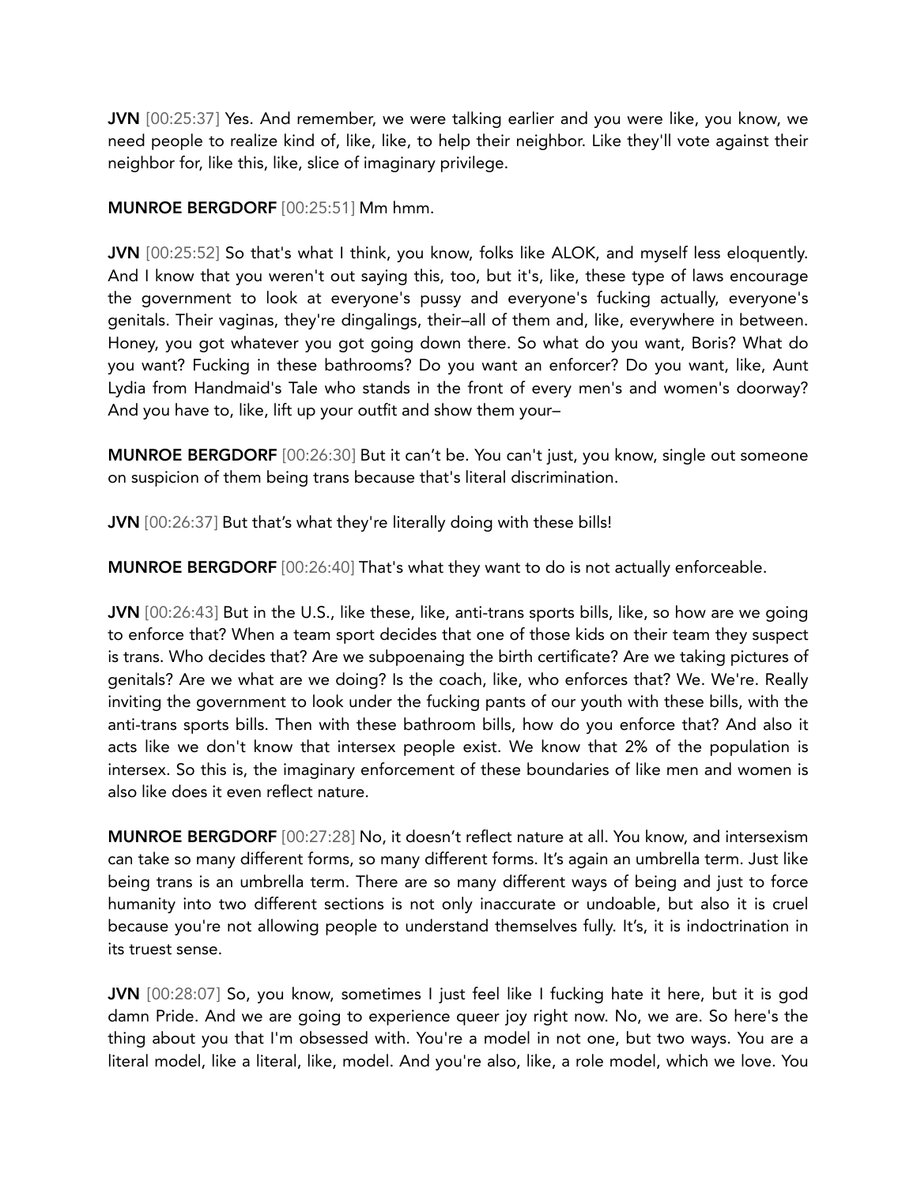**JVN** [00:25:37] Yes. And remember, we were talking earlier and you were like, you know, we need people to realize kind of, like, like, to help their neighbor. Like they'll vote against their neighbor for, like this, like, slice of imaginary privilege.

**MUNROE BERGDORF** [00:25:51] Mm hmm.

**JVN** [00:25:52] So that's what I think, you know, folks like ALOK, and myself less eloquently. And I know that you weren't out saying this, too, but it's, like, these type of laws encourage the government to look at everyone's pussy and everyone's fucking actually, everyone's genitals. Their vaginas, they're dingalings, their–all of them and, like, everywhere in between. Honey, you got whatever you got going down there. So what do you want, Boris? What do you want? Fucking in these bathrooms? Do you want an enforcer? Do you want, like, Aunt Lydia from Handmaid's Tale who stands in the front of every men's and women's doorway? And you have to, like, lift up your outfit and show them your–

**MUNROE BERGDORF** [00:26:30] But it can't be. You can't just, you know, single out someone on suspicion of them being trans because that's literal discrimination.

**JVN** [00:26:37] But that's what they're literally doing with these bills!

**MUNROE BERGDORF** [00:26:40] That's what they want to do is not actually enforceable.

**JVN** [00:26:43] But in the U.S., like these, like, anti-trans sports bills, like, so how are we going to enforce that? When a team sport decides that one of those kids on their team they suspect is trans. Who decides that? Are we subpoenaing the birth certificate? Are we taking pictures of genitals? Are we what are we doing? Is the coach, like, who enforces that? We. We're. Really inviting the government to look under the fucking pants of our youth with these bills, with the anti-trans sports bills. Then with these bathroom bills, how do you enforce that? And also it acts like we don't know that intersex people exist. We know that 2% of the population is intersex. So this is, the imaginary enforcement of these boundaries of like men and women is also like does it even reflect nature.

**MUNROE BERGDORF** [00:27:28] No, it doesn't reflect nature at all. You know, and intersexism can take so many different forms, so many different forms. It's again an umbrella term. Just like being trans is an umbrella term. There are so many different ways of being and just to force humanity into two different sections is not only inaccurate or undoable, but also it is cruel because you're not allowing people to understand themselves fully. It's, it is indoctrination in its truest sense.

**JVN** [00:28:07] So, you know, sometimes I just feel like I fucking hate it here, but it is god damn Pride. And we are going to experience queer joy right now. No, we are. So here's the thing about you that I'm obsessed with. You're a model in not one, but two ways. You are a literal model, like a literal, like, model. And you're also, like, a role model, which we love. You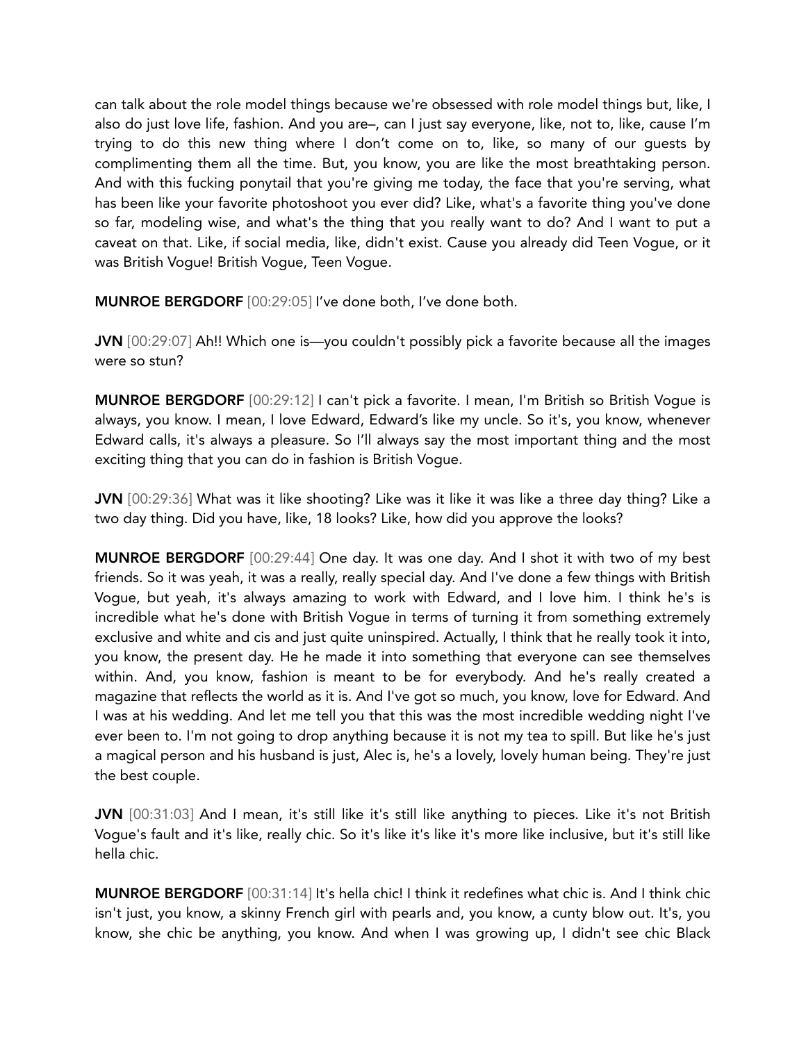can talk about the role model things because we're obsessed with role model things but, like, I also do just love life, fashion. And you are–, can I just say everyone, like, not to, like, cause I'm trying to do this new thing where I don't come on to, like, so many of our guests by complimenting them all the time. But, you know, you are like the most breathtaking person. And with this fucking ponytail that you're giving me today, the face that you're serving, what has been like your favorite photoshoot you ever did? Like, what's a favorite thing you've done so far, modeling wise, and what's the thing that you really want to do? And I want to put a caveat on that. Like, if social media, like, didn't exist. Cause you already did Teen Vogue, or it was British Vogue! British Vogue, Teen Vogue.

**MUNROE BERGDORF** [00:29:05] I've done both, I've done both.

**JVN** [00:29:07] Ah!! Which one is—you couldn't possibly pick a favorite because all the images were so stun?

**MUNROE BERGDORF** [00:29:12] I can't pick a favorite. I mean, I'm British so British Vogue is always, you know. I mean, I love Edward, Edward's like my uncle. So it's, you know, whenever Edward calls, it's always a pleasure. So I'll always say the most important thing and the most exciting thing that you can do in fashion is British Vogue.

**JVN** [00:29:36] What was it like shooting? Like was it like it was like a three day thing? Like a two day thing. Did you have, like, 18 looks? Like, how did you approve the looks?

**MUNROE BERGDORF** [00:29:44] One day. It was one day. And I shot it with two of my best friends. So it was yeah, it was a really, really special day. And I've done a few things with British Vogue, but yeah, it's always amazing to work with Edward, and I love him. I think he's is incredible what he's done with British Vogue in terms of turning it from something extremely exclusive and white and cis and just quite uninspired. Actually, I think that he really took it into, you know, the present day. He he made it into something that everyone can see themselves within. And, you know, fashion is meant to be for everybody. And he's really created a magazine that reflects the world as it is. And I've got so much, you know, love for Edward. And I was at his wedding. And let me tell you that this was the most incredible wedding night I've ever been to. I'm not going to drop anything because it is not my tea to spill. But like he's just a magical person and his husband is just, Alec is, he's a lovely, lovely human being. They're just the best couple.

**JVN** [00:31:03] And I mean, it's still like it's still like anything to pieces. Like it's not British Vogue's fault and it's like, really chic. So it's like it's like it's more like inclusive, but it's still like hella chic.

**MUNROE BERGDORF** [00:31:14] It's hella chic! I think it redefines what chic is. And I think chic isn't just, you know, a skinny French girl with pearls and, you know, a cunty blow out. It's, you know, she chic be anything, you know. And when I was growing up, I didn't see chic Black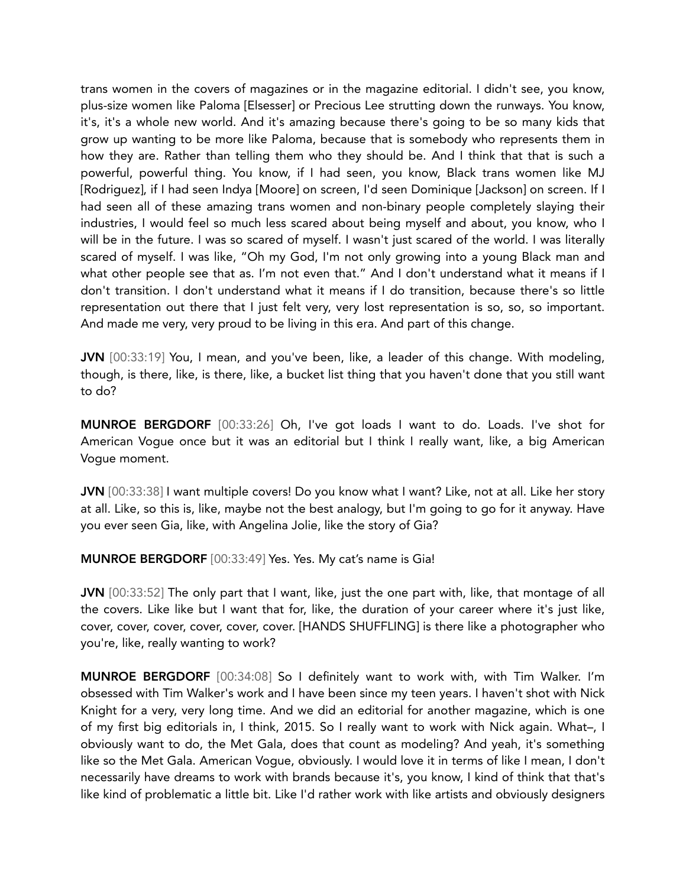trans women in the covers of magazines or in the magazine editorial. I didn't see, you know, plus-size women like Paloma [Elsesser] or Precious Lee strutting down the runways. You know, it's, it's a whole new world. And it's amazing because there's going to be so many kids that grow up wanting to be more like Paloma, because that is somebody who represents them in how they are. Rather than telling them who they should be. And I think that that is such a powerful, powerful thing. You know, if I had seen, you know, Black trans women like MJ [Rodriguez], if I had seen Indya [Moore] on screen, I'd seen Dominique [Jackson] on screen. If I had seen all of these amazing trans women and non-binary people completely slaying their industries, I would feel so much less scared about being myself and about, you know, who I will be in the future. I was so scared of myself. I wasn't just scared of the world. I was literally scared of myself. I was like, "Oh my God, I'm not only growing into a young Black man and what other people see that as. I'm not even that." And I don't understand what it means if I don't transition. I don't understand what it means if I do transition, because there's so little representation out there that I just felt very, very lost representation is so, so, so important. And made me very, very proud to be living in this era. And part of this change.

**JVN** [00:33:19] You, I mean, and you've been, like, a leader of this change. With modeling, though, is there, like, is there, like, a bucket list thing that you haven't done that you still want to do?

**MUNROE BERGDORF** [00:33:26] Oh, I've got loads I want to do. Loads. I've shot for American Vogue once but it was an editorial but I think I really want, like, a big American Vogue moment.

**JVN** [00:33:38] I want multiple covers! Do you know what I want? Like, not at all. Like her story at all. Like, so this is, like, maybe not the best analogy, but I'm going to go for it anyway. Have you ever seen Gia, like, with Angelina Jolie, like the story of Gia?

**MUNROE BERGDORF** [00:33:49] Yes. Yes. My cat's name is Gia!

**JVN** [00:33:52] The only part that I want, like, just the one part with, like, that montage of all the covers. Like like but I want that for, like, the duration of your career where it's just like, cover, cover, cover, cover, cover, cover. [HANDS SHUFFLING] is there like a photographer who you're, like, really wanting to work?

**MUNROE BERGDORF** [00:34:08] So I definitely want to work with, with Tim Walker. I'm obsessed with Tim Walker's work and I have been since my teen years. I haven't shot with Nick Knight for a very, very long time. And we did an editorial for another magazine, which is one of my first big editorials in, I think, 2015. So I really want to work with Nick again. What–, I obviously want to do, the Met Gala, does that count as modeling? And yeah, it's something like so the Met Gala. American Vogue, obviously. I would love it in terms of like I mean, I don't necessarily have dreams to work with brands because it's, you know, I kind of think that that's like kind of problematic a little bit. Like I'd rather work with like artists and obviously designers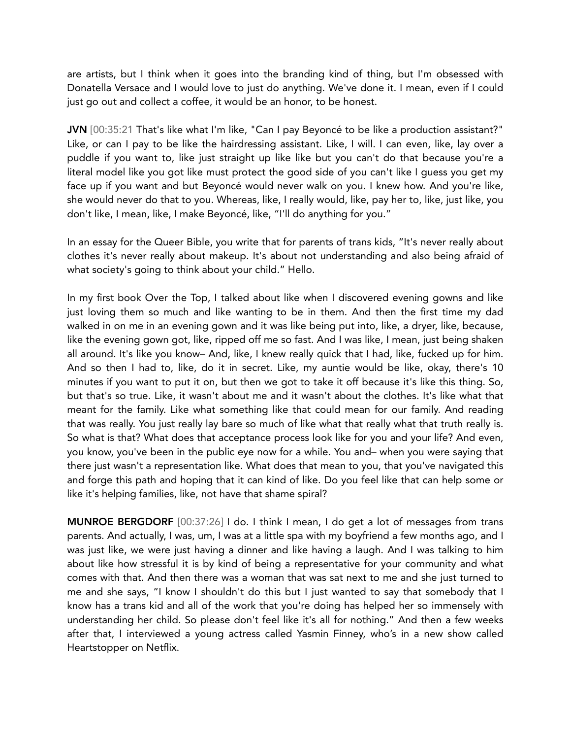are artists, but I think when it goes into the branding kind of thing, but I'm obsessed with Donatella Versace and I would love to just do anything. We've done it. I mean, even if I could just go out and collect a coffee, it would be an honor, to be honest.

**JVN** [00:35:21] That's like what I'm like, "Can I pay Beyoncé to be like a production assistant?" Like, or can I pay to be like the hairdressing assistant. Like, I will. I can even, like, lay over a puddle if you want to, like just straight up like like but you can't do that because you're a literal model like you got like must protect the good side of you can't like I guess you get my face up if you want and but Beyoncé would never walk on you. I knew how. And you're like, she would never do that to you. Whereas, like, I really would, like, pay her to, like, just like, you don't like, I mean, like, I make Beyoncé, like, "I'll do anything for you."

In an essay for the Queer Bible, you write that for parents of trans kids, "It's never really about clothes it's never really about makeup. It's about not understanding and also being afraid of what society's going to think about your child." Hello.

In my first book Over the Top, I talked about like when I discovered evening gowns and like just loving them so much and like wanting to be in them. And then the first time my dad walked in on me in an evening gown and it was like being put into, like, a dryer, like, because, like the evening gown got, like, ripped off me so fast. And I was like, I mean, just being shaken all around. It's like you know– And, like, I knew really quick that I had, like, fucked up for him. And so then I had to, like, do it in secret. Like, my auntie would be like, okay, there's 10 minutes if you want to put it on, but then we got to take it off because it's like this thing. So, but that's so true. Like, it wasn't about me and it wasn't about the clothes. It's like what that meant for the family. Like what something like that could mean for our family. And reading that was really. You just really lay bare so much of like what that really what that truth really is. So what is that? What does that acceptance process look like for you and your life? And even, you know, you've been in the public eye now for a while. You and– when you were saying that there just wasn't a representation like. What does that mean to you, that you've navigated this and forge this path and hoping that it can kind of like. Do you feel like that can help some or like it's helping families, like, not have that shame spiral?

**MUNROE BERGDORF** [00:37:26] I do. I think I mean, I do get a lot of messages from trans parents. And actually, I was, um, I was at a little spa with my boyfriend a few months ago, and I was just like, we were just having a dinner and like having a laugh. And I was talking to him about like how stressful it is by kind of being a representative for your community and what comes with that. And then there was a woman that was sat next to me and she just turned to me and she says, "I know I shouldn't do this but I just wanted to say that somebody that I know has a trans kid and all of the work that you're doing has helped her so immensely with understanding her child. So please don't feel like it's all for nothing." And then a few weeks after that, I interviewed a young actress called Yasmin Finney, who's in a new show called Heartstopper on Netflix.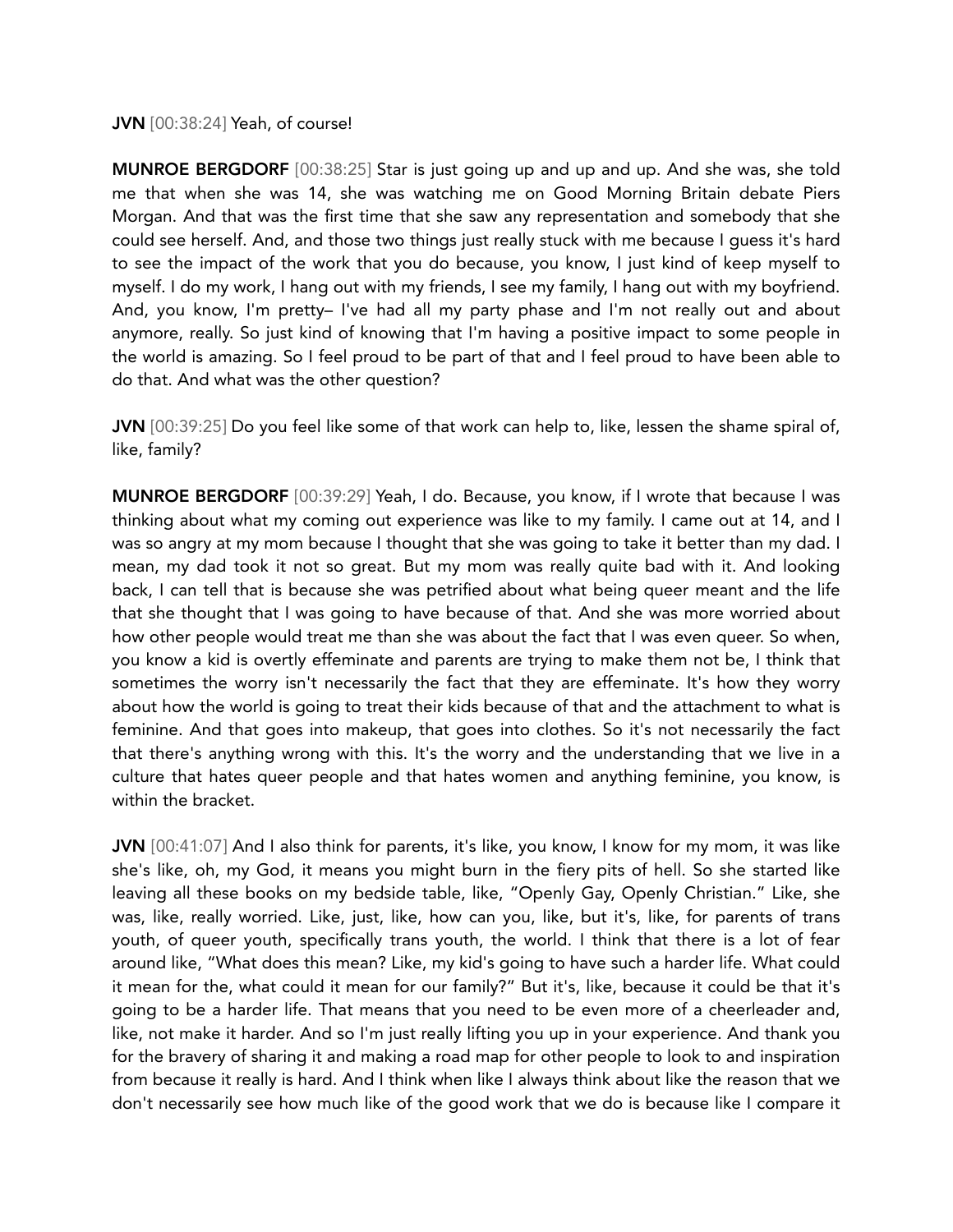**JVN** [00:38:24] Yeah, of course!

**MUNROE BERGDORF** [00:38:25] Star is just going up and up and up. And she was, she told me that when she was 14, she was watching me on Good Morning Britain debate Piers Morgan. And that was the first time that she saw any representation and somebody that she could see herself. And, and those two things just really stuck with me because I guess it's hard to see the impact of the work that you do because, you know, I just kind of keep myself to myself. I do my work, I hang out with my friends, I see my family, I hang out with my boyfriend. And, you know, I'm pretty– I've had all my party phase and I'm not really out and about anymore, really. So just kind of knowing that I'm having a positive impact to some people in the world is amazing. So I feel proud to be part of that and I feel proud to have been able to do that. And what was the other question?

**JVN** [00:39:25] Do you feel like some of that work can help to, like, lessen the shame spiral of, like, family?

**MUNROE BERGDORF** [00:39:29] Yeah, I do. Because, you know, if I wrote that because I was thinking about what my coming out experience was like to my family. I came out at 14, and I was so angry at my mom because I thought that she was going to take it better than my dad. I mean, my dad took it not so great. But my mom was really quite bad with it. And looking back, I can tell that is because she was petrified about what being queer meant and the life that she thought that I was going to have because of that. And she was more worried about how other people would treat me than she was about the fact that I was even queer. So when, you know a kid is overtly effeminate and parents are trying to make them not be, I think that sometimes the worry isn't necessarily the fact that they are effeminate. It's how they worry about how the world is going to treat their kids because of that and the attachment to what is feminine. And that goes into makeup, that goes into clothes. So it's not necessarily the fact that there's anything wrong with this. It's the worry and the understanding that we live in a culture that hates queer people and that hates women and anything feminine, you know, is within the bracket.

**JVN** [00:41:07] And I also think for parents, it's like, you know, I know for my mom, it was like she's like, oh, my God, it means you might burn in the fiery pits of hell. So she started like leaving all these books on my bedside table, like, "Openly Gay, Openly Christian." Like, she was, like, really worried. Like, just, like, how can you, like, but it's, like, for parents of trans youth, of queer youth, specifically trans youth, the world. I think that there is a lot of fear around like, "What does this mean? Like, my kid's going to have such a harder life. What could it mean for the, what could it mean for our family?" But it's, like, because it could be that it's going to be a harder life. That means that you need to be even more of a cheerleader and, like, not make it harder. And so I'm just really lifting you up in your experience. And thank you for the bravery of sharing it and making a road map for other people to look to and inspiration from because it really is hard. And I think when like I always think about like the reason that we don't necessarily see how much like of the good work that we do is because like I compare it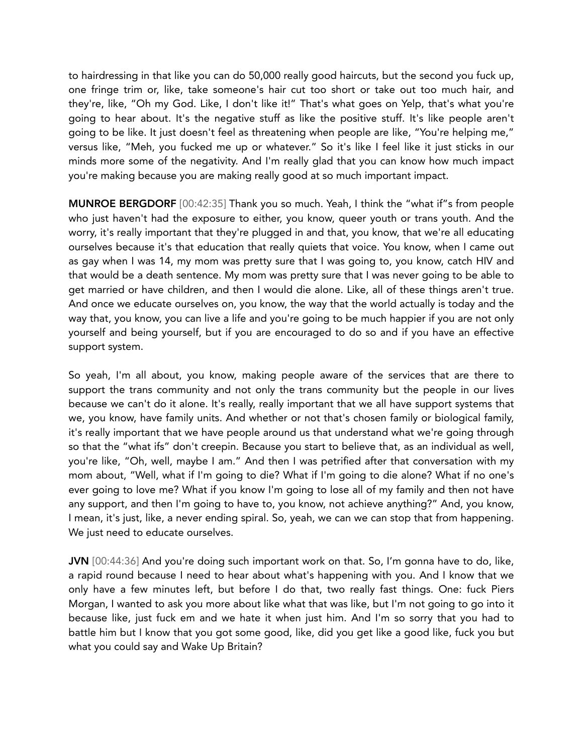to hairdressing in that like you can do 50,000 really good haircuts, but the second you fuck up, one fringe trim or, like, take someone's hair cut too short or take out too much hair, and they're, like, "Oh my God. Like, I don't like it!" That's what goes on Yelp, that's what you're going to hear about. It's the negative stuff as like the positive stuff. It's like people aren't going to be like. It just doesn't feel as threatening when people are like, "You're helping me," versus like, "Meh, you fucked me up or whatever." So it's like I feel like it just sticks in our minds more some of the negativity. And I'm really glad that you can know how much impact you're making because you are making really good at so much important impact.

**MUNROE BERGDORF** [00:42:35] Thank you so much. Yeah, I think the "what if"s from people who just haven't had the exposure to either, you know, queer youth or trans youth. And the worry, it's really important that they're plugged in and that, you know, that we're all educating ourselves because it's that education that really quiets that voice. You know, when I came out as gay when I was 14, my mom was pretty sure that I was going to, you know, catch HIV and that would be a death sentence. My mom was pretty sure that I was never going to be able to get married or have children, and then I would die alone. Like, all of these things aren't true. And once we educate ourselves on, you know, the way that the world actually is today and the way that, you know, you can live a life and you're going to be much happier if you are not only yourself and being yourself, but if you are encouraged to do so and if you have an effective support system.

So yeah, I'm all about, you know, making people aware of the services that are there to support the trans community and not only the trans community but the people in our lives because we can't do it alone. It's really, really important that we all have support systems that we, you know, have family units. And whether or not that's chosen family or biological family, it's really important that we have people around us that understand what we're going through so that the "what ifs" don't creepin. Because you start to believe that, as an individual as well, you're like, "Oh, well, maybe I am." And then I was petrified after that conversation with my mom about, "Well, what if I'm going to die? What if I'm going to die alone? What if no one's ever going to love me? What if you know I'm going to lose all of my family and then not have any support, and then I'm going to have to, you know, not achieve anything?" And, you know, I mean, it's just, like, a never ending spiral. So, yeah, we can we can stop that from happening. We just need to educate ourselves.

**JVN** [00:44:36] And you're doing such important work on that. So, I'm gonna have to do, like, a rapid round because I need to hear about what's happening with you. And I know that we only have a few minutes left, but before I do that, two really fast things. One: fuck Piers Morgan, I wanted to ask you more about like what that was like, but I'm not going to go into it because like, just fuck em and we hate it when just him. And I'm so sorry that you had to battle him but I know that you got some good, like, did you get like a good like, fuck you but what you could say and Wake Up Britain?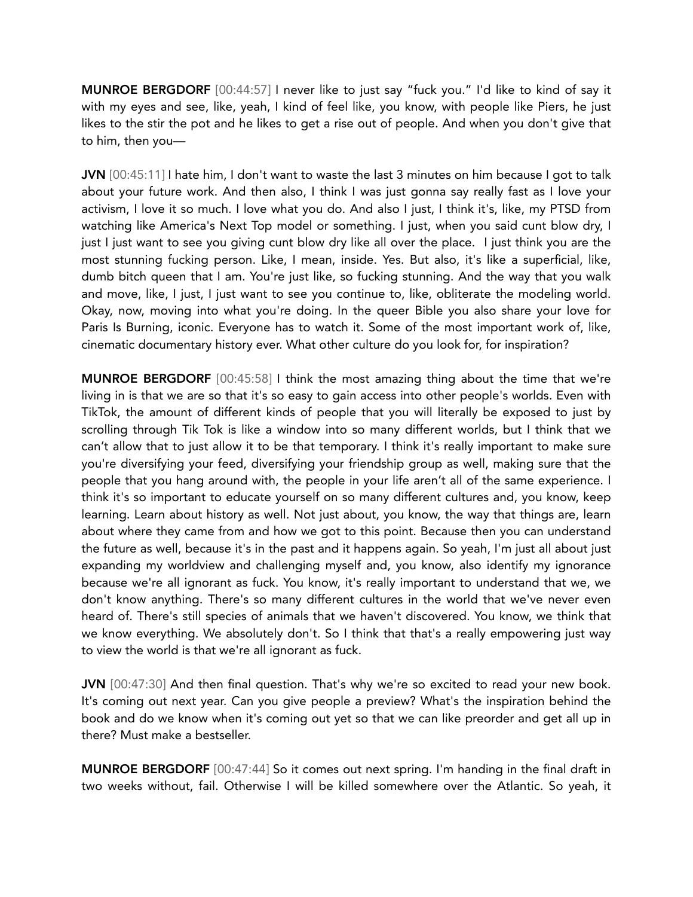**MUNROE BERGDORF** [00:44:57] I never like to just say "fuck you." I'd like to kind of say it with my eyes and see, like, yeah, I kind of feel like, you know, with people like Piers, he just likes to the stir the pot and he likes to get a rise out of people. And when you don't give that to him, then you—

**JVN** [00:45:11] I hate him, I don't want to waste the last 3 minutes on him because I got to talk about your future work. And then also, I think I was just gonna say really fast as I love your activism, I love it so much. I love what you do. And also I just, I think it's, like, my PTSD from watching like America's Next Top model or something. I just, when you said cunt blow dry, I just I just want to see you giving cunt blow dry like all over the place. I just think you are the most stunning fucking person. Like, I mean, inside. Yes. But also, it's like a superficial, like, dumb bitch queen that I am. You're just like, so fucking stunning. And the way that you walk and move, like, I just, I just want to see you continue to, like, obliterate the modeling world. Okay, now, moving into what you're doing. In the queer Bible you also share your love for Paris Is Burning, iconic. Everyone has to watch it. Some of the most important work of, like, cinematic documentary history ever. What other culture do you look for, for inspiration?

**MUNROE BERGDORF** [00:45:58] I think the most amazing thing about the time that we're living in is that we are so that it's so easy to gain access into other people's worlds. Even with TikTok, the amount of different kinds of people that you will literally be exposed to just by scrolling through Tik Tok is like a window into so many different worlds, but I think that we can't allow that to just allow it to be that temporary. I think it's really important to make sure you're diversifying your feed, diversifying your friendship group as well, making sure that the people that you hang around with, the people in your life aren't all of the same experience. I think it's so important to educate yourself on so many different cultures and, you know, keep learning. Learn about history as well. Not just about, you know, the way that things are, learn about where they came from and how we got to this point. Because then you can understand the future as well, because it's in the past and it happens again. So yeah, I'm just all about just expanding my worldview and challenging myself and, you know, also identify my ignorance because we're all ignorant as fuck. You know, it's really important to understand that we, we don't know anything. There's so many different cultures in the world that we've never even heard of. There's still species of animals that we haven't discovered. You know, we think that we know everything. We absolutely don't. So I think that that's a really empowering just way to view the world is that we're all ignorant as fuck.

**JVN** [00:47:30] And then final question. That's why we're so excited to read your new book. It's coming out next year. Can you give people a preview? What's the inspiration behind the book and do we know when it's coming out yet so that we can like preorder and get all up in there? Must make a bestseller.

**MUNROE BERGDORF** [00:47:44] So it comes out next spring. I'm handing in the final draft in two weeks without, fail. Otherwise I will be killed somewhere over the Atlantic. So yeah, it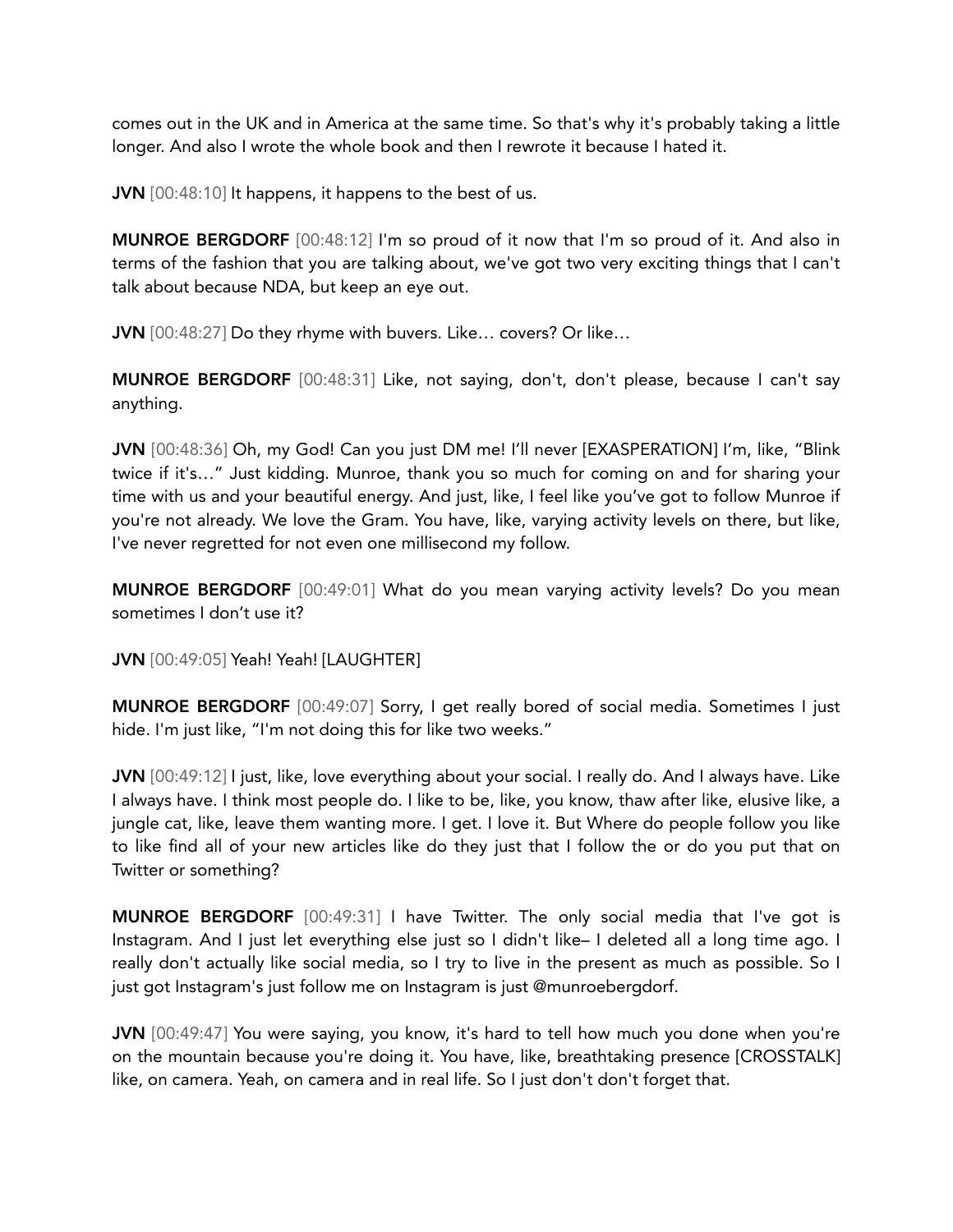comes out in the UK and in America at the same time. So that's why it's probably taking a little longer. And also I wrote the whole book and then I rewrote it because I hated it.

**JVN** [00:48:10] It happens, it happens to the best of us.

**MUNROE BERGDORF** [00:48:12] I'm so proud of it now that I'm so proud of it. And also in terms of the fashion that you are talking about, we've got two very exciting things that I can't talk about because NDA, but keep an eye out.

**JVN** [00:48:27] Do they rhyme with buvers. Like… covers? Or like…

**MUNROE BERGDORF** [00:48:31] Like, not saying, don't, don't please, because I can't say anything.

**JVN** [00:48:36] Oh, my God! Can you just DM me! I'll never [EXASPERATION] I'm, like, "Blink twice if it's…" Just kidding. Munroe, thank you so much for coming on and for sharing your time with us and your beautiful energy. And just, like, I feel like you've got to follow Munroe if you're not already. We love the Gram. You have, like, varying activity levels on there, but like, I've never regretted for not even one millisecond my follow.

**MUNROE BERGDORF** [00:49:01] What do you mean varying activity levels? Do you mean sometimes I don't use it?

**JVN** [00:49:05] Yeah! Yeah! [LAUGHTER]

**MUNROE BERGDORF** [00:49:07] Sorry, I get really bored of social media. Sometimes I just hide. I'm just like, "I'm not doing this for like two weeks."

**JVN** [00:49:12] I just, like, love everything about your social. I really do. And I always have. Like I always have. I think most people do. I like to be, like, you know, thaw after like, elusive like, a jungle cat, like, leave them wanting more. I get. I love it. But Where do people follow you like to like find all of your new articles like do they just that I follow the or do you put that on Twitter or something?

**MUNROE BERGDORF** [00:49:31] I have Twitter. The only social media that I've got is Instagram. And I just let everything else just so I didn't like– I deleted all a long time ago. I really don't actually like social media, so I try to live in the present as much as possible. So I just got Instagram's just follow me on Instagram is just @munroebergdorf.

**JVN** [00:49:47] You were saying, you know, it's hard to tell how much you done when you're on the mountain because you're doing it. You have, like, breathtaking presence [CROSSTALK] like, on camera. Yeah, on camera and in real life. So I just don't don't forget that.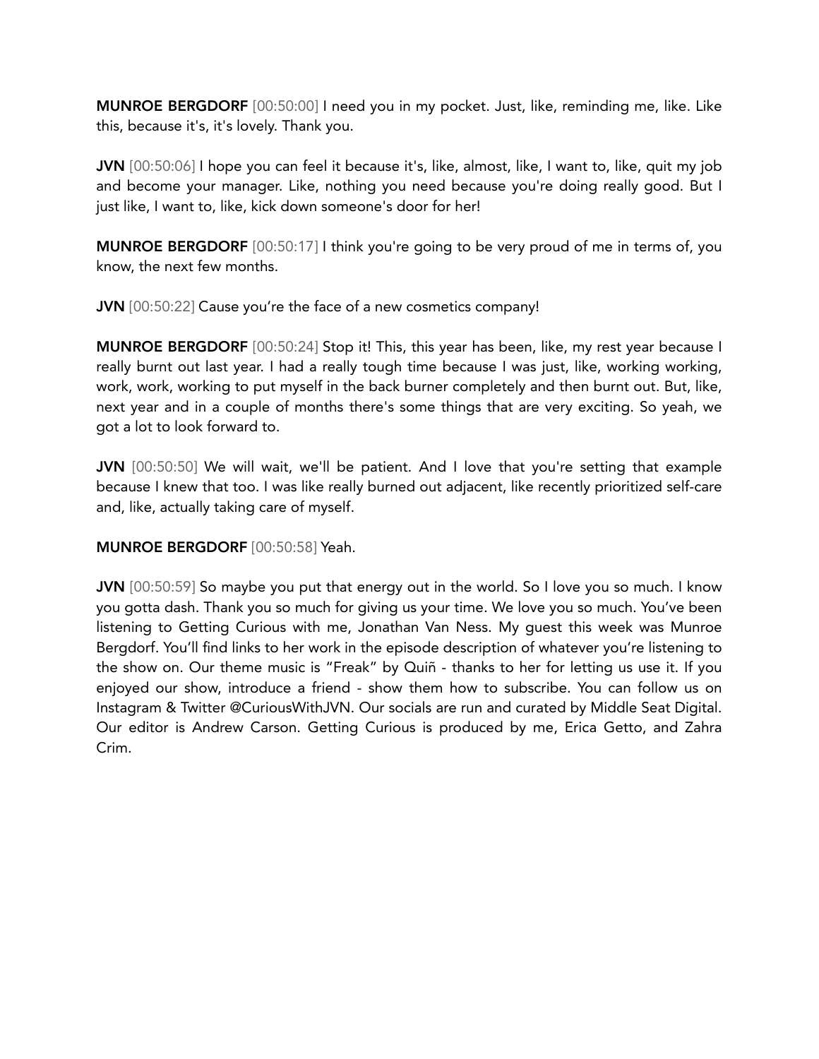**MUNROE BERGDORF** [00:50:00] I need you in my pocket. Just, like, reminding me, like. Like this, because it's, it's lovely. Thank you.

**JVN** [00:50:06] I hope you can feel it because it's, like, almost, like, I want to, like, quit my job and become your manager. Like, nothing you need because you're doing really good. But I just like, I want to, like, kick down someone's door for her!

**MUNROE BERGDORF** [00:50:17] I think you're going to be very proud of me in terms of, you know, the next few months.

**JVN** [00:50:22] Cause you're the face of a new cosmetics company!

**MUNROE BERGDORF** [00:50:24] Stop it! This, this year has been, like, my rest year because I really burnt out last year. I had a really tough time because I was just, like, working working, work, work, working to put myself in the back burner completely and then burnt out. But, like, next year and in a couple of months there's some things that are very exciting. So yeah, we got a lot to look forward to.

**JVN** [00:50:50] We will wait, we'll be patient. And I love that you're setting that example because I knew that too. I was like really burned out adjacent, like recently prioritized self-care and, like, actually taking care of myself.

**MUNROE BERGDORF** [00:50:58] Yeah.

**JVN** [00:50:59] So maybe you put that energy out in the world. So I love you so much. I know you gotta dash. Thank you so much for giving us your time. We love you so much. You've been listening to Getting Curious with me, Jonathan Van Ness. My guest this week was Munroe Bergdorf. You'll find links to her work in the episode description of whatever you're listening to the show on. Our theme music is "Freak" by Quiñ - thanks to her for letting us use it. If you enjoyed our show, introduce a friend - show them how to subscribe. You can follow us on Instagram & Twitter @CuriousWithJVN. Our socials are run and curated by Middle Seat Digital. Our editor is Andrew Carson. Getting Curious is produced by me, Erica Getto, and Zahra Crim.